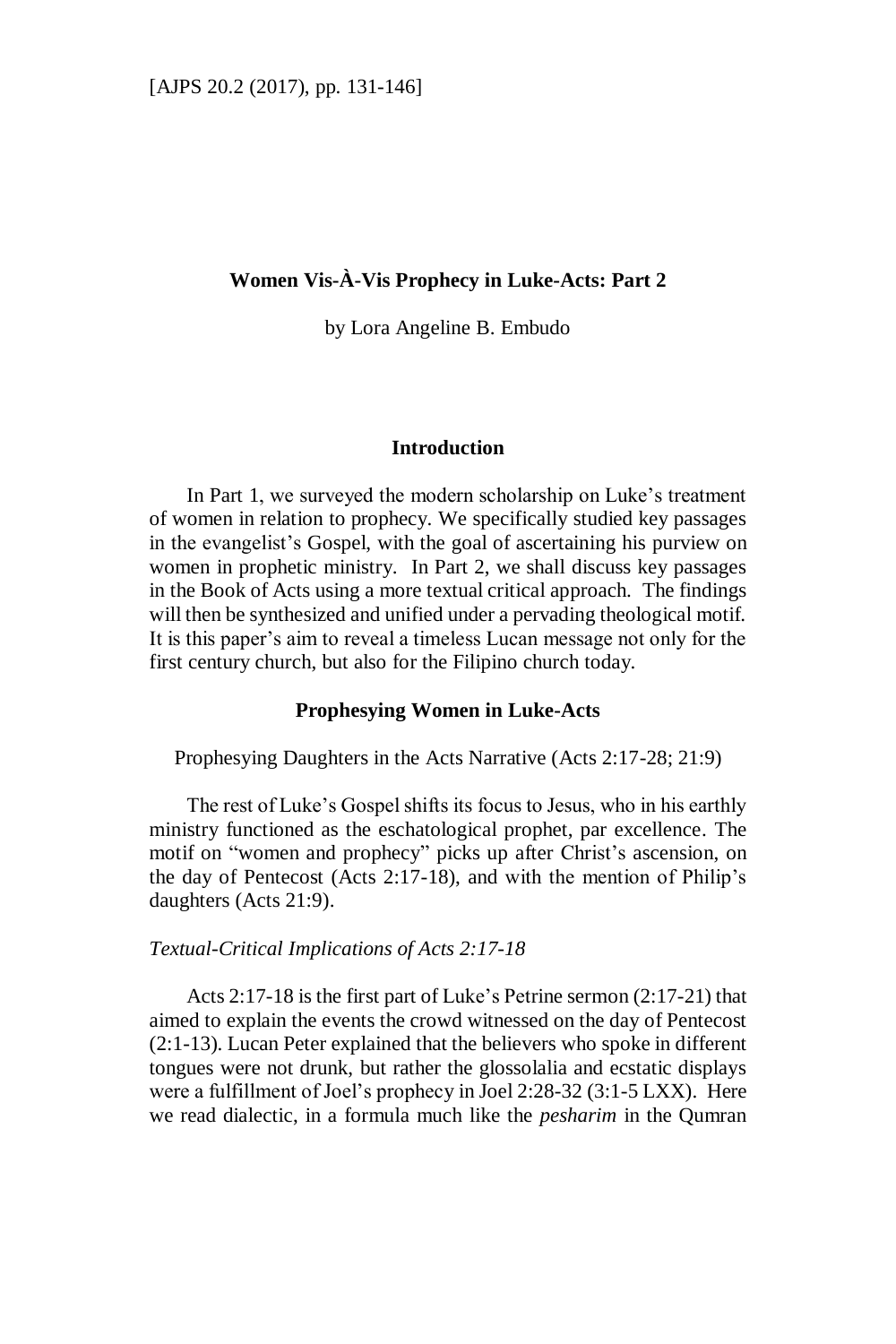# Women Vis-À-Vis Prophecy in Luke-Acts: Part 2

by Lora Angeline B. Embudo

## Introduction

In Part 1, we surveyed the modern scholarship on Luke's treatment of women in relation to prophecy. We specifically studied key passages in the evangelist's Gospel, with the goal of ascertaining his purview on women in prophetic ministry. In Part 2, we shall discuss key passages in the Book of Acts using a more textual critical approach. The findings will then be synthesized and unified under a pervading theological motif. It is this paper's aim to reveal a timeless Lucan message not only for the first century church, but also for the Filipino church today.

## Prophesying Women in Luke-Acts

### Prophesying Daughters in the Acts Narrative (Acts 2:17-28; 21:9)

The rest of Luke's Gospel shifts its focus to Jesus, who in his earthly ministry functioned as the eschatological prophet, par excellence. The motif on "women and prophecy" picks up after Christ's ascension, on the day of Pentecost (Acts 2:17-18), and with the mention of Philip's daughters (Acts 21:9).

#### *Textual-Critical Implications of Acts 2:17-18*

Acts 2:17-18 is the first part of Luke's Petrine sermon (2:17-21) that aimed to explain the events the crowd witnessed on the day of Pentecost (2:1-13). Lucan Peter explained that the believers who spoke in different tongues were not drunk, but rather the glossolalia and ecstatic displays were a fulfillment of Joel's prophecy in Joel 2:28-32 (3:1-5 LXX). Here we read dialectic, in a formula much like the *pesharim* in the Qumran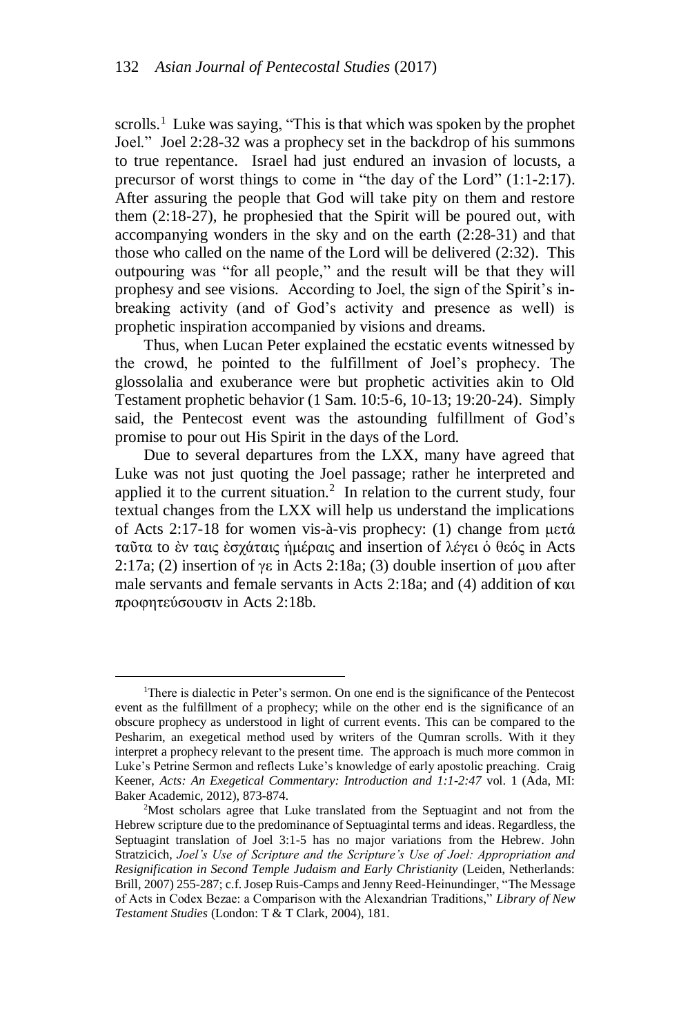scrolls.[1] Luke was saying, "This is that which was spoken by the prophet Joel." Joel 2:28-32 was a prophecy set in the backdrop of his summons to true repentance. Israel had just endured an invasion of locusts, a precursor of worst things to come in "the day of the Lord" (1:1-2:17). After assuring the people that God will take pity on them and restore them (2:18-27), he prophesied that the Spirit will be poured out, with accompanying wonders in the sky and on the earth (2:28-31) and that those who called on the name of the Lord will be delivered (2:32). This outpouring was "for all people," and the result will be that they will prophesy and see visions. According to Joel, the sign of the Spirit's in-breaking activity (and of God's activity and presence as well) is prophetic inspiration accompanied by visions and dreams.

Thus, when Lucan Peter explained the ecstatic events witnessed by the crowd, he pointed to the fulfillment of Joel's prophecy. The glossolalia and exuberance were but prophetic activities akin to Old Testament prophetic behavior (1 Sam. 10:5-6, 10-13; 19:20-24). Simply said, the Pentecost event was the astounding fulfillment of God's promise to pour out His Spirit in the days of the Lord.

Due to several departures from the LXX, many have agreed that Luke was not just quoting the Joel passage; rather he interpreted and applied it to the current situation.[2] In relation to the current study, four textual changes from the LXX will help us understand the implications of Acts 2:17-18 for women vis-à-vis prophecy: (1) change from μετά ταῦτα to ἐν ταις ἐσχάταις ἡμέραις and insertion of λέγει ὁ θεός in Acts 2:17a; (2) insertion of γε in Acts 2:18a; (3) double insertion of μου after male servants and female servants in Acts 2:18a; and (4) addition of και προφητεύσουσιν in Acts 2:18b.

---

[1]There is dialectic in Peter's sermon. On one end is the significance of the Pentecost event as the fulfillment of a prophecy; while on the other end is the significance of an obscure prophecy as understood in light of current events. This can be compared to the Pesharim, an exegetical method used by writers of the Qumran scrolls. With it they interpret a prophecy relevant to the present time. The approach is much more common in Luke's Petrine Sermon and reflects Luke's knowledge of early apostolic preaching. Craig Keener, *Acts: An Exegetical Commentary: Introduction and 1:1-2:47* vol. 1 (Ada, MI: Baker Academic, 2012), 873-874.

[2]Most scholars agree that Luke translated from the Septuagint and not from the Hebrew scripture due to the predominance of Septuagintal terms and ideas. Regardless, the Septuagint translation of Joel 3:1-5 has no major variations from the Hebrew. John Stratzicich, *Joel's Use of Scripture and the Scripture's Use of Joel: Appropriation and Resignification in Second Temple Judaism and Early Christianity* (Leiden, Netherlands: Brill, 2007) 255-287; c.f. Josep Ruis-Camps and Jenny Reed-Heinundinger, "The Message of Acts in Codex Bezae: a Comparison with the Alexandrian Traditions," *Library of New Testament Studies* (London: T & T Clark, 2004), 181.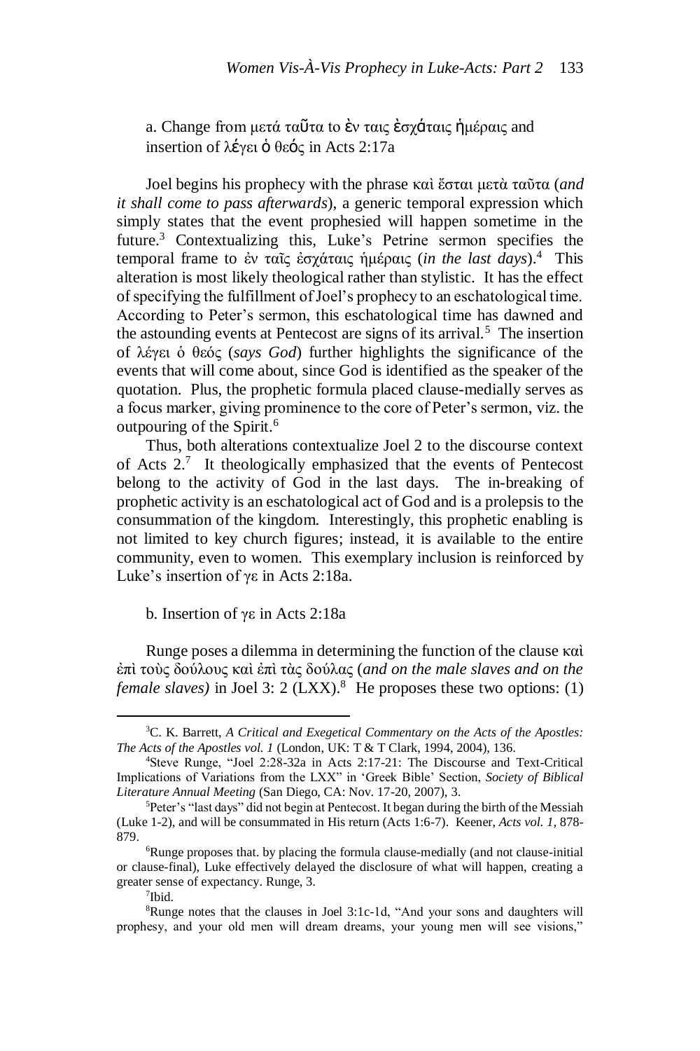a. Change from μετά ταῦτα to ἐν ταις ἐσχάταις ἡμέραις and insertion of λέγει ὁ θεός in Acts 2:17a

Joel begins his prophecy with the phrase καὶ ἔσται μετὰ ταῦτα (*and it shall come to pass afterwards*), a generic temporal expression which simply states that the event prophesied will happen sometime in the future.[3] Contextualizing this, Luke's Petrine sermon specifies the temporal frame to ἐν ταῖς ἐσχάταις ἡμέραις (*in the last days*).[4] This alteration is most likely theological rather than stylistic. It has the effect of specifying the fulfillment of Joel's prophecy to an eschatological time. According to Peter's sermon, this eschatological time has dawned and the astounding events at Pentecost are signs of its arrival.[5] The insertion of λέγει ὁ θεός (*says God*) further highlights the significance of the events that will come about, since God is identified as the speaker of the quotation. Plus, the prophetic formula placed clause-medially serves as a focus marker, giving prominence to the core of Peter's sermon, viz. the outpouring of the Spirit.[6]

Thus, both alterations contextualize Joel 2 to the discourse context of Acts 2.[7] It theologically emphasized that the events of Pentecost belong to the activity of God in the last days. The in-breaking of prophetic activity is an eschatological act of God and is a prolepsis to the consummation of the kingdom. Interestingly, this prophetic enabling is not limited to key church figures; instead, it is available to the entire community, even to women. This exemplary inclusion is reinforced by Luke's insertion of γε in Acts 2:18a.

b. Insertion of γε in Acts 2:18a

Runge poses a dilemma in determining the function of the clause καὶ ἐπὶ τοὺς δούλους καὶ ἐπὶ τὰς δούλας (*and on the male slaves and on the female slaves)* in Joel 3: 2 (LXX).[8] He proposes these two options: (1)

---

[3]C. K. Barrett, *A Critical and Exegetical Commentary on the Acts of the Apostles: The Acts of the Apostles vol. 1* (London, UK: T & T Clark, 1994, 2004), 136.

[4]Steve Runge, "Joel 2:28-32a in Acts 2:17-21: The Discourse and Text-Critical Implications of Variations from the LXX" in 'Greek Bible' Section, *Society of Biblical Literature Annual Meeting* (San Diego, CA: Nov. 17-20, 2007), 3.

[5]Peter's "last days" did not begin at Pentecost. It began during the birth of the Messiah (Luke 1-2), and will be consummated in His return (Acts 1:6-7). Keener, *Acts vol. 1,* 878-879.

[6]Runge proposes that. by placing the formula clause-medially (and not clause-initial or clause-final), Luke effectively delayed the disclosure of what will happen, creating a greater sense of expectancy. Runge, 3.

[7]Ibid.

[8]Runge notes that the clauses in Joel 3:1c-1d, "And your sons and daughters will prophesy, and your old men will dream dreams, your young men will see visions,"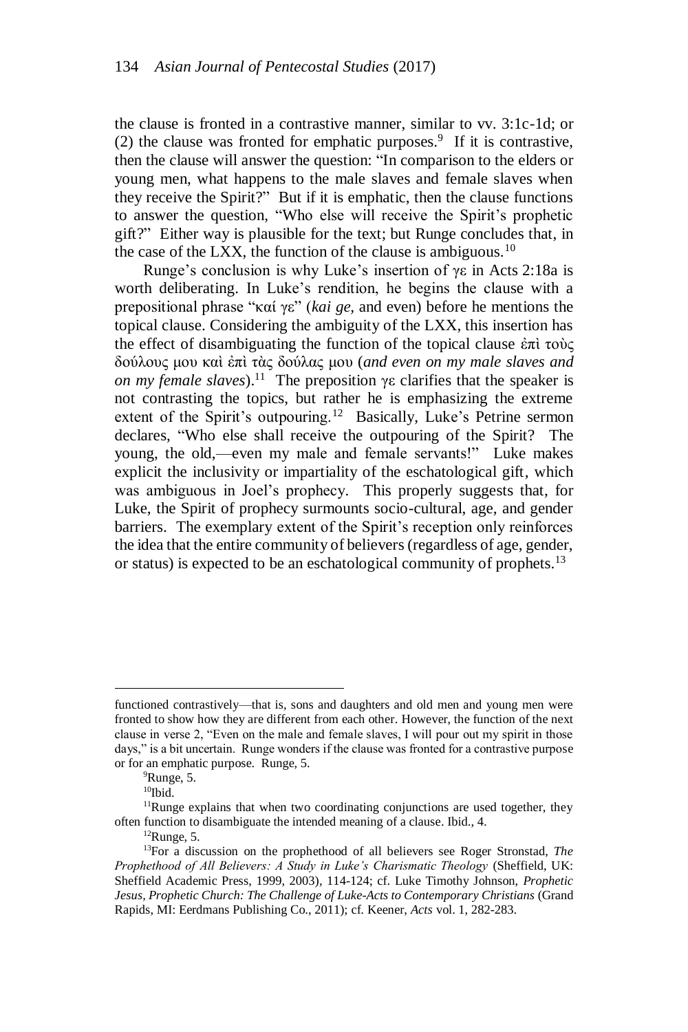the clause is fronted in a contrastive manner, similar to vv. 3:1c-1d; or (2) the clause was fronted for emphatic purposes.[9] If it is contrastive, then the clause will answer the question: "In comparison to the elders or young men, what happens to the male slaves and female slaves when they receive the Spirit?" But if it is emphatic, then the clause functions to answer the question, "Who else will receive the Spirit's prophetic gift?" Either way is plausible for the text; but Runge concludes that, in the case of the LXX, the function of the clause is ambiguous.[10]

Runge's conclusion is why Luke's insertion of γε in Acts 2:18a is worth deliberating. In Luke's rendition, he begins the clause with a prepositional phrase "καί γε" (*kai ge,* and even) before he mentions the topical clause. Considering the ambiguity of the LXX, this insertion has the effect of disambiguating the function of the topical clause ἐπὶ τοὺς δούλους μου καὶ ἐπὶ τὰς δούλας μου (*and even on my male slaves and on my female slaves*).[11] The preposition γε clarifies that the speaker is not contrasting the topics, but rather he is emphasizing the extreme extent of the Spirit's outpouring.[12] Basically, Luke's Petrine sermon declares, "Who else shall receive the outpouring of the Spirit? The young, the old,—even my male and female servants!" Luke makes explicit the inclusivity or impartiality of the eschatological gift, which was ambiguous in Joel's prophecy. This properly suggests that, for Luke, the Spirit of prophecy surmounts socio-cultural, age, and gender barriers. The exemplary extent of the Spirit's reception only reinforces the idea that the entire community of believers (regardless of age, gender, or status) is expected to be an eschatological community of prophets.[13]

---

functioned contrastively—that is, sons and daughters and old men and young men were fronted to show how they are different from each other. However, the function of the next clause in verse 2, "Even on the male and female slaves, I will pour out my spirit in those days," is a bit uncertain. Runge wonders if the clause was fronted for a contrastive purpose or for an emphatic purpose. Runge, 5.

[9]Runge, 5.

[10]Ibid.

[11]Runge explains that when two coordinating conjunctions are used together, they often function to disambiguate the intended meaning of a clause. Ibid., 4.

[12]Runge, 5.

[13]For a discussion on the prophethood of all believers see Roger Stronstad, *The Prophethood of All Believers: A Study in Luke's Charismatic Theology* (Sheffield, UK: Sheffield Academic Press, 1999, 2003), 114-124; cf. Luke Timothy Johnson, *Prophetic Jesus, Prophetic Church: The Challenge of Luke-Acts to Contemporary Christians* (Grand Rapids, MI: Eerdmans Publishing Co., 2011); cf. Keener, *Acts* vol. 1, 282-283.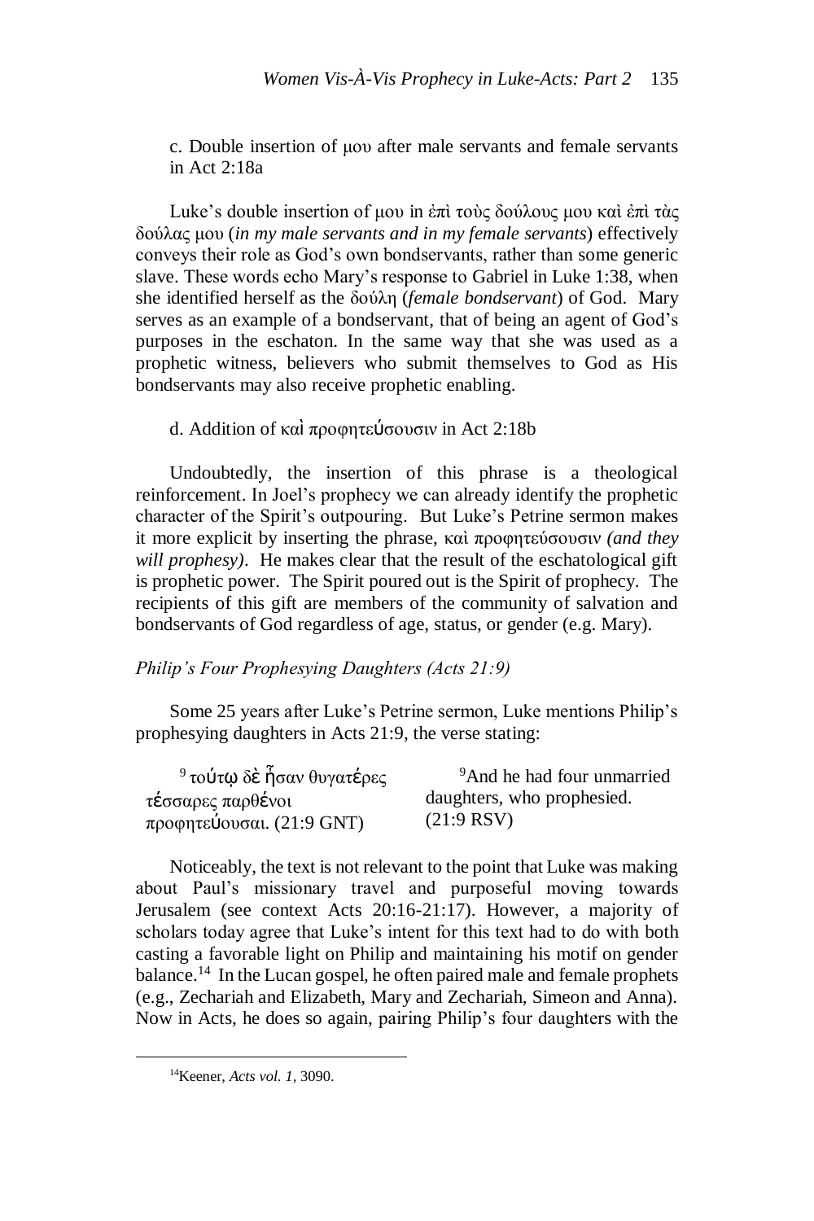c. Double insertion of μου after male servants and female servants in Act 2:18a

Luke's double insertion of μου in ἐπὶ τοὺς δούλους μου καὶ ἐπὶ τὰς δούλας μου (*in my male servants and in my female servants*) effectively conveys their role as God's own bondservants, rather than some generic slave. These words echo Mary's response to Gabriel in Luke 1:38, when she identified herself as the δούλη (*female bondservant*) of God. Mary serves as an example of a bondservant, that of being an agent of God's purposes in the eschaton. In the same way that she was used as a prophetic witness, believers who submit themselves to God as His bondservants may also receive prophetic enabling.

d. Addition of καὶ προφητεύσουσιν in Act 2:18b

Undoubtedly, the insertion of this phrase is a theological reinforcement. In Joel's prophecy we can already identify the prophetic character of the Spirit's outpouring. But Luke's Petrine sermon makes it more explicit by inserting the phrase, καὶ προφητεύσουσιν *(and they will prophesy)*. He makes clear that the result of the eschatological gift is prophetic power. The Spirit poured out is the Spirit of prophecy. The recipients of this gift are members of the community of salvation and bondservants of God regardless of age, status, or gender (e.g. Mary).

*Philip's Four Prophesying Daughters (Acts 21:9)*

Some 25 years after Luke's Petrine sermon, Luke mentions Philip's prophesying daughters in Acts 21:9, the verse stating:

| | |
|---|---|
| 9 τούτῳ δὲ ἦσαν θυγατέρες τέσσαρες παρθένοι προφητεύουσαι. (21:9 GNT) | 9And he had four unmarried daughters, who prophesied. (21:9 RSV) |

Noticeably, the text is not relevant to the point that Luke was making about Paul's missionary travel and purposeful moving towards Jerusalem (see context Acts 20:16-21:17). However, a majority of scholars today agree that Luke's intent for this text had to do with both casting a favorable light on Philip and maintaining his motif on gender balance.[14] In the Lucan gospel, he often paired male and female prophets (e.g., Zechariah and Elizabeth, Mary and Zechariah, Simeon and Anna). Now in Acts, he does so again, pairing Philip's four daughters with the

[14]Keener, *Acts vol. 1,* 3090.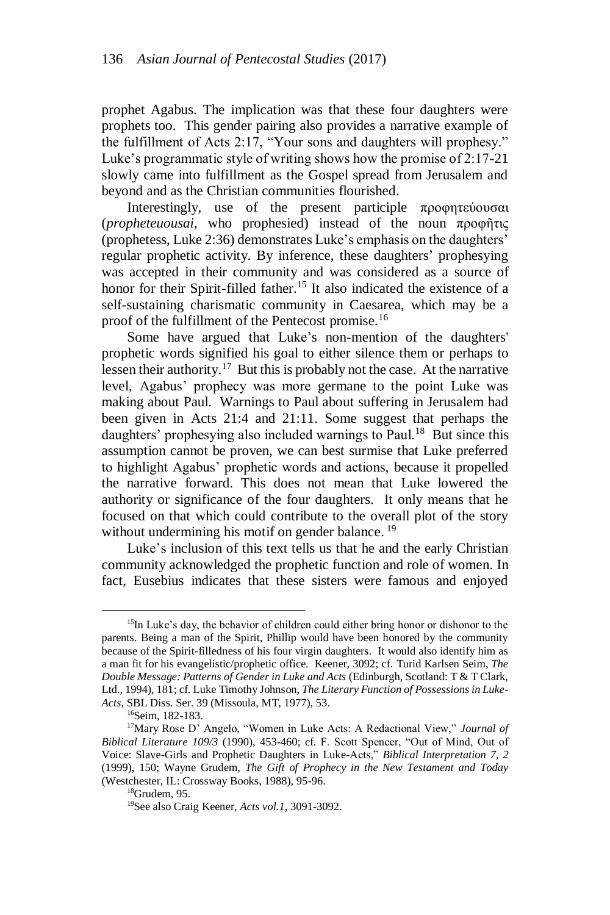prophet Agabus. The implication was that these four daughters were prophets too. This gender pairing also provides a narrative example of the fulfillment of Acts 2:17, "Your sons and daughters will prophesy." Luke's programmatic style of writing shows how the promise of 2:17-21 slowly came into fulfillment as the Gospel spread from Jerusalem and beyond and as the Christian communities flourished.

Interestingly, use of the present participle προφητεύουσαι (*propheteuousai*, who prophesied) instead of the noun προφῆτις (prophetess, Luke 2:36) demonstrates Luke's emphasis on the daughters' regular prophetic activity. By inference, these daughters' prophesying was accepted in their community and was considered as a source of honor for their Spirit-filled father.[15] It also indicated the existence of a self-sustaining charismatic community in Caesarea, which may be a proof of the fulfillment of the Pentecost promise.[16]

Some have argued that Luke's non-mention of the daughters' prophetic words signified his goal to either silence them or perhaps to lessen their authority.[17] But this is probably not the case. At the narrative level, Agabus' prophecy was more germane to the point Luke was making about Paul. Warnings to Paul about suffering in Jerusalem had been given in Acts 21:4 and 21:11. Some suggest that perhaps the daughters' prophesying also included warnings to Paul.[18] But since this assumption cannot be proven, we can best surmise that Luke preferred to highlight Agabus' prophetic words and actions, because it propelled the narrative forward. This does not mean that Luke lowered the authority or significance of the four daughters. It only means that he focused on that which could contribute to the overall plot of the story without undermining his motif on gender balance.[19]

Luke's inclusion of this text tells us that he and the early Christian community acknowledged the prophetic function and role of women. In fact, Eusebius indicates that these sisters were famous and enjoyed

---

[15]In Luke's day, the behavior of children could either bring honor or dishonor to the parents. Being a man of the Spirit, Phillip would have been honored by the community because of the Spirit-filledness of his four virgin daughters. It would also identify him as a man fit for his evangelistic/prophetic office. Keener, 3092; cf. Turid Karlsen Seim, *The Double Message: Patterns of Gender in Luke and Acts* (Edinburgh, Scotland: T & T Clark, Ltd., 1994), 181; cf. Luke Timothy Johnson, *The Literary Function of Possessions in Luke-Acts*, SBL Diss. Ser. 39 (Missoula, MT, 1977), 53.

[16]Seim, 182-183.

[17]Mary Rose D' Angelo, "Women in Luke Acts: A Redactional View," *Journal of Biblical Literature 109/3* (1990), 453-460; cf. F. Scott Spencer, "Out of Mind, Out of Voice: Slave-Girls and Prophetic Daughters in Luke-Acts," *Biblical Interpretation 7, 2* (1999), 150; Wayne Grudem, *The Gift of Prophecy in the New Testament and Today* (Westchester, IL: Crossway Books, 1988), 95-96.

[18]Grudem, 95.

[19]See also Craig Keener, *Acts vol.1*, 3091-3092.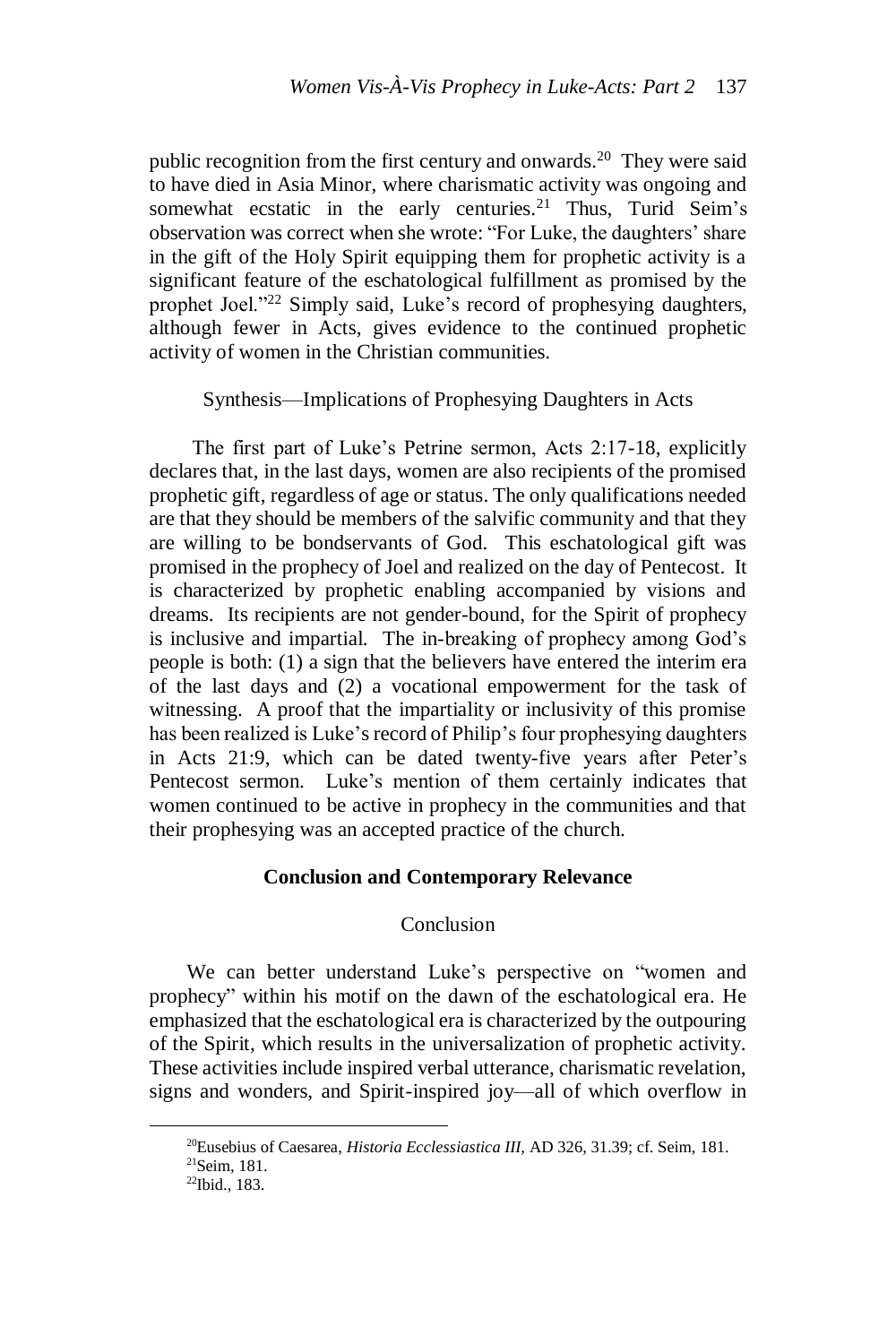public recognition from the first century and onwards.[20] They were said to have died in Asia Minor, where charismatic activity was ongoing and somewhat ecstatic in the early centuries.[21] Thus, Turid Seim's observation was correct when she wrote: "For Luke, the daughters' share in the gift of the Holy Spirit equipping them for prophetic activity is a significant feature of the eschatological fulfillment as promised by the prophet Joel."[22] Simply said, Luke's record of prophesying daughters, although fewer in Acts, gives evidence to the continued prophetic activity of women in the Christian communities.

### Synthesis—Implications of Prophesying Daughters in Acts

The first part of Luke's Petrine sermon, Acts 2:17-18, explicitly declares that, in the last days, women are also recipients of the promised prophetic gift, regardless of age or status. The only qualifications needed are that they should be members of the salvific community and that they are willing to be bondservants of God. This eschatological gift was promised in the prophecy of Joel and realized on the day of Pentecost. It is characterized by prophetic enabling accompanied by visions and dreams. Its recipients are not gender-bound, for the Spirit of prophecy is inclusive and impartial. The in-breaking of prophecy among God's people is both: (1) a sign that the believers have entered the interim era of the last days and (2) a vocational empowerment for the task of witnessing. A proof that the impartiality or inclusivity of this promise has been realized is Luke's record of Philip's four prophesying daughters in Acts 21:9, which can be dated twenty-five years after Peter's Pentecost sermon. Luke's mention of them certainly indicates that women continued to be active in prophecy in the communities and that their prophesying was an accepted practice of the church.

## Conclusion and Contemporary Relevance

### Conclusion

We can better understand Luke's perspective on "women and prophecy" within his motif on the dawn of the eschatological era. He emphasized that the eschatological era is characterized by the outpouring of the Spirit, which results in the universalization of prophetic activity. These activities include inspired verbal utterance, charismatic revelation, signs and wonders, and Spirit-inspired joy—all of which overflow in

---

[20] Eusebius of Caesarea, *Historia Ecclessiastica III,* AD 326, 31.39; cf. Seim, 181.

[21] Seim, 181.

[22] Ibid., 183.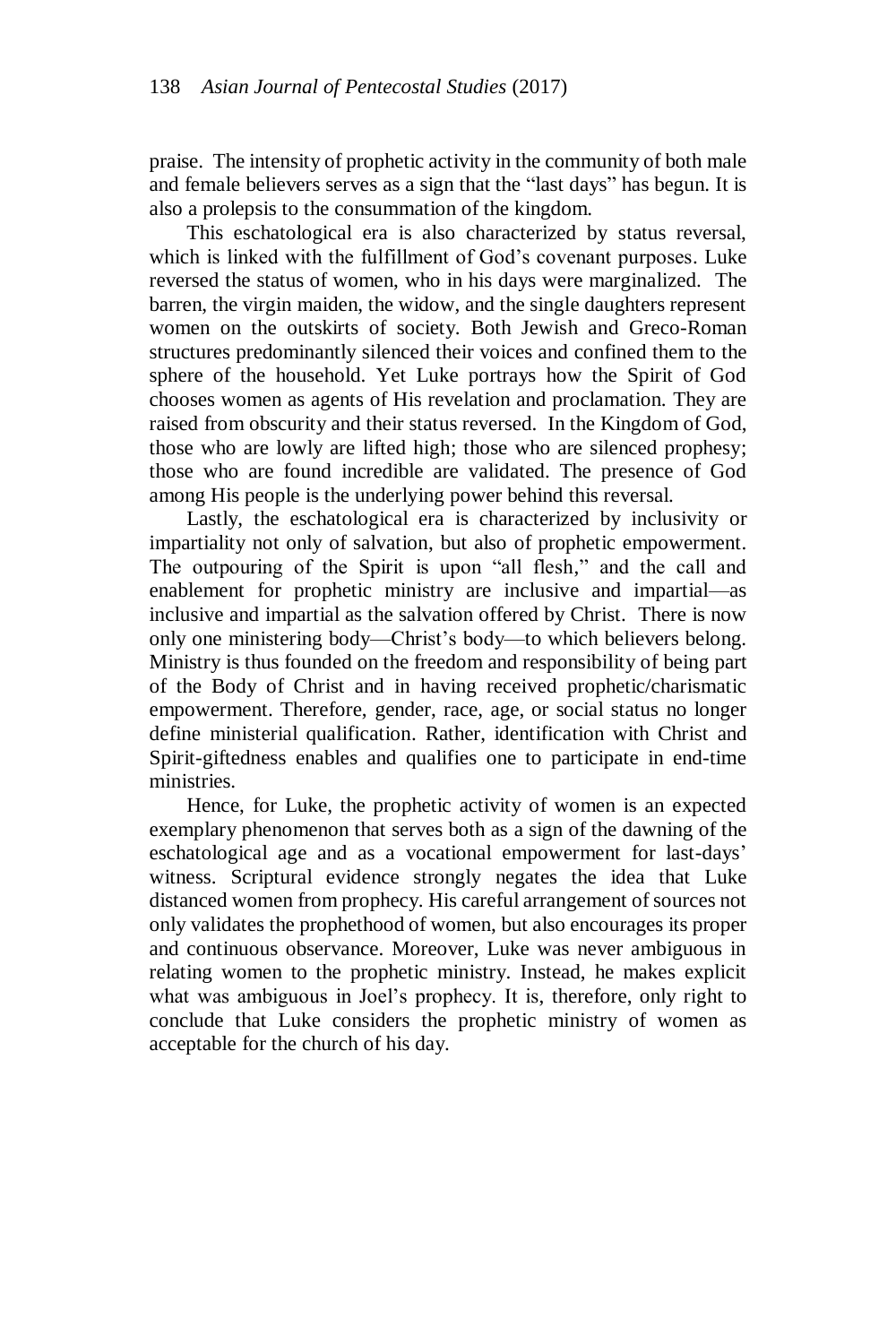praise. The intensity of prophetic activity in the community of both male and female believers serves as a sign that the "last days" has begun. It is also a prolepsis to the consummation of the kingdom.

This eschatological era is also characterized by status reversal, which is linked with the fulfillment of God's covenant purposes. Luke reversed the status of women, who in his days were marginalized. The barren, the virgin maiden, the widow, and the single daughters represent women on the outskirts of society. Both Jewish and Greco-Roman structures predominantly silenced their voices and confined them to the sphere of the household. Yet Luke portrays how the Spirit of God chooses women as agents of His revelation and proclamation. They are raised from obscurity and their status reversed. In the Kingdom of God, those who are lowly are lifted high; those who are silenced prophesy; those who are found incredible are validated. The presence of God among His people is the underlying power behind this reversal.

Lastly, the eschatological era is characterized by inclusivity or impartiality not only of salvation, but also of prophetic empowerment. The outpouring of the Spirit is upon "all flesh," and the call and enablement for prophetic ministry are inclusive and impartial—as inclusive and impartial as the salvation offered by Christ. There is now only one ministering body—Christ's body—to which believers belong. Ministry is thus founded on the freedom and responsibility of being part of the Body of Christ and in having received prophetic/charismatic empowerment. Therefore, gender, race, age, or social status no longer define ministerial qualification. Rather, identification with Christ and Spirit-giftedness enables and qualifies one to participate in end-time ministries.

Hence, for Luke, the prophetic activity of women is an expected exemplary phenomenon that serves both as a sign of the dawning of the eschatological age and as a vocational empowerment for last-days' witness. Scriptural evidence strongly negates the idea that Luke distanced women from prophecy. His careful arrangement of sources not only validates the prophethood of women, but also encourages its proper and continuous observance. Moreover, Luke was never ambiguous in relating women to the prophetic ministry. Instead, he makes explicit what was ambiguous in Joel's prophecy. It is, therefore, only right to conclude that Luke considers the prophetic ministry of women as acceptable for the church of his day.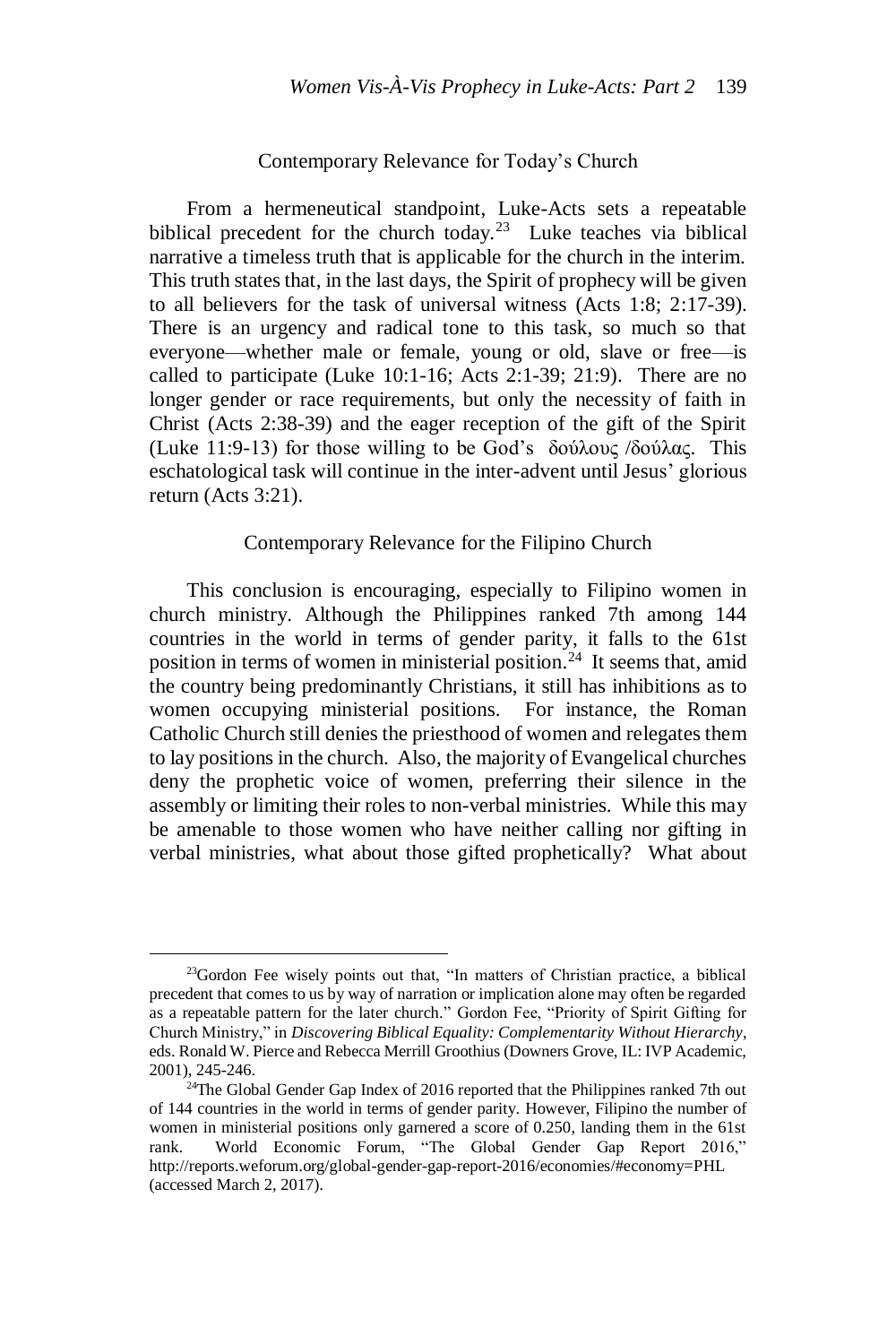## Contemporary Relevance for Today's Church

From a hermeneutical standpoint, Luke-Acts sets a repeatable biblical precedent for the church today.[23] Luke teaches via biblical narrative a timeless truth that is applicable for the church in the interim. This truth states that, in the last days, the Spirit of prophecy will be given to all believers for the task of universal witness (Acts 1:8; 2:17-39). There is an urgency and radical tone to this task, so much so that everyone—whether male or female, young or old, slave or free—is called to participate (Luke 10:1-16; Acts 2:1-39; 21:9). There are no longer gender or race requirements, but only the necessity of faith in Christ (Acts 2:38-39) and the eager reception of the gift of the Spirit (Luke 11:9-13) for those willing to be God's δούλους /δούλας. This eschatological task will continue in the inter-advent until Jesus' glorious return (Acts 3:21).

## Contemporary Relevance for the Filipino Church

This conclusion is encouraging, especially to Filipino women in church ministry. Although the Philippines ranked 7th among 144 countries in the world in terms of gender parity, it falls to the 61st position in terms of women in ministerial position.[24] It seems that, amid the country being predominantly Christians, it still has inhibitions as to women occupying ministerial positions. For instance, the Roman Catholic Church still denies the priesthood of women and relegates them to lay positions in the church. Also, the majority of Evangelical churches deny the prophetic voice of women, preferring their silence in the assembly or limiting their roles to non-verbal ministries. While this may be amenable to those women who have neither calling nor gifting in verbal ministries, what about those gifted prophetically? What about

---

[23] Gordon Fee wisely points out that, "In matters of Christian practice, a biblical precedent that comes to us by way of narration or implication alone may often be regarded as a repeatable pattern for the later church." Gordon Fee, "Priority of Spirit Gifting for Church Ministry," in *Discovering Biblical Equality: Complementarity Without Hierarchy*, eds. Ronald W. Pierce and Rebecca Merrill Groothius (Downers Grove, IL: IVP Academic, 2001), 245-246.

[24] The Global Gender Gap Index of 2016 reported that the Philippines ranked 7th out of 144 countries in the world in terms of gender parity. However, Filipino the number of women in ministerial positions only garnered a score of 0.250, landing them in the 61st rank. World Economic Forum, "The Global Gender Gap Report 2016," http://reports.weforum.org/global-gender-gap-report-2016/economies/#economy=PHL (accessed March 2, 2017).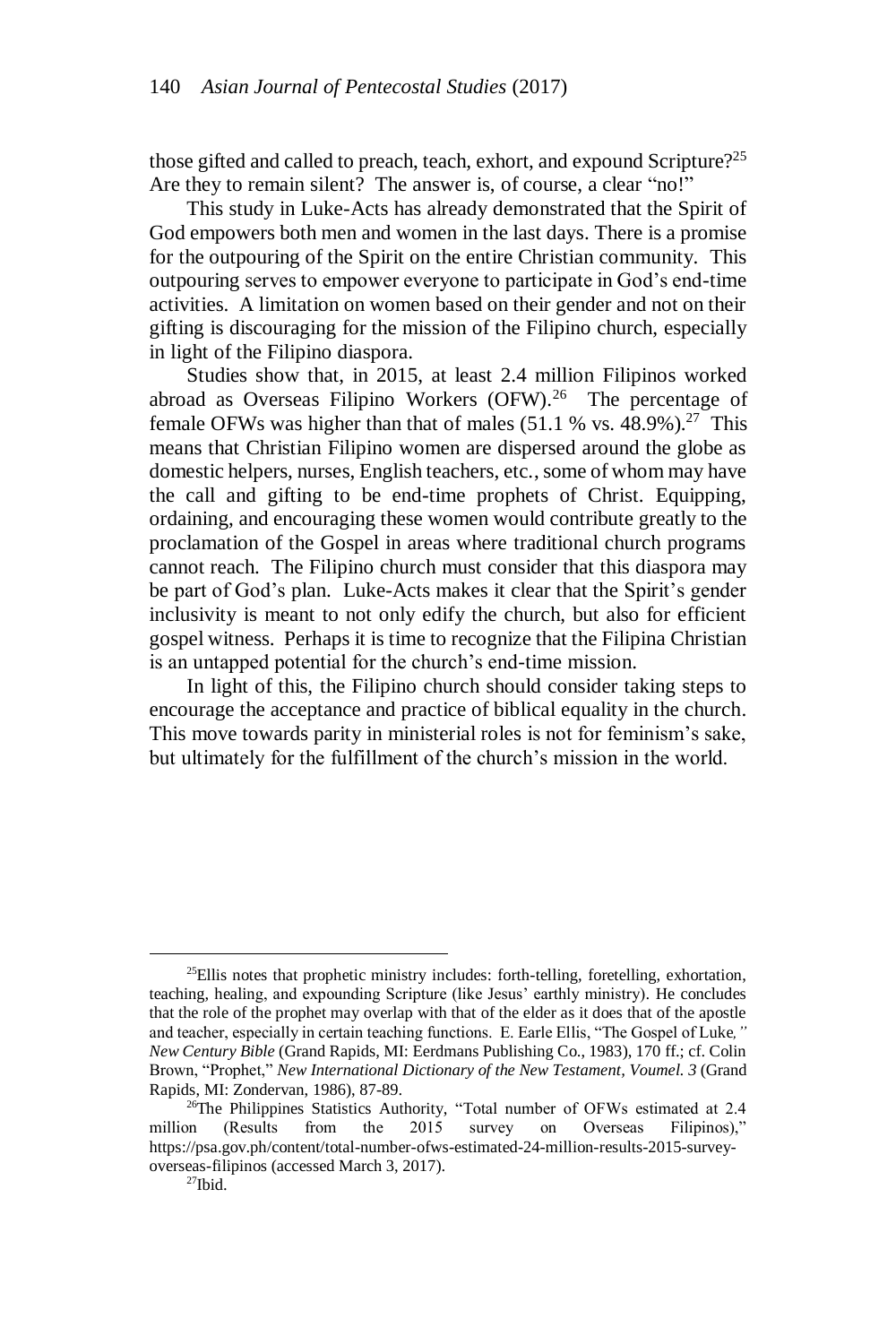those gifted and called to preach, teach, exhort, and expound Scripture?[25] Are they to remain silent? The answer is, of course, a clear "no!"

This study in Luke-Acts has already demonstrated that the Spirit of God empowers both men and women in the last days. There is a promise for the outpouring of the Spirit on the entire Christian community. This outpouring serves to empower everyone to participate in God's end-time activities. A limitation on women based on their gender and not on their gifting is discouraging for the mission of the Filipino church, especially in light of the Filipino diaspora.

Studies show that, in 2015, at least 2.4 million Filipinos worked abroad as Overseas Filipino Workers (OFW).[26] The percentage of female OFWs was higher than that of males (51.1 % vs. 48.9%).[27] This means that Christian Filipino women are dispersed around the globe as domestic helpers, nurses, English teachers, etc., some of whom may have the call and gifting to be end-time prophets of Christ. Equipping, ordaining, and encouraging these women would contribute greatly to the proclamation of the Gospel in areas where traditional church programs cannot reach. The Filipino church must consider that this diaspora may be part of God's plan. Luke-Acts makes it clear that the Spirit's gender inclusivity is meant to not only edify the church, but also for efficient gospel witness. Perhaps it is time to recognize that the Filipina Christian is an untapped potential for the church's end-time mission.

In light of this, the Filipino church should consider taking steps to encourage the acceptance and practice of biblical equality in the church. This move towards parity in ministerial roles is not for feminism's sake, but ultimately for the fulfillment of the church's mission in the world.

---

[25]Ellis notes that prophetic ministry includes: forth-telling, foretelling, exhortation, teaching, healing, and expounding Scripture (like Jesus' earthly ministry). He concludes that the role of the prophet may overlap with that of the elder as it does that of the apostle and teacher, especially in certain teaching functions. E. Earle Ellis, "The Gospel of Luke*," New Century Bible* (Grand Rapids, MI: Eerdmans Publishing Co., 1983), 170 ff.; cf. Colin Brown, "Prophet," *New International Dictionary of the New Testament, Voumel. 3* (Grand Rapids, MI: Zondervan, 1986), 87-89.

[26]The Philippines Statistics Authority, "Total number of OFWs estimated at 2.4 million (Results from the 2015 survey on Overseas Filipinos)," https://psa.gov.ph/content/total-number-ofws-estimated-24-million-results-2015-survey-overseas-filipinos (accessed March 3, 2017).

[27]Ibid.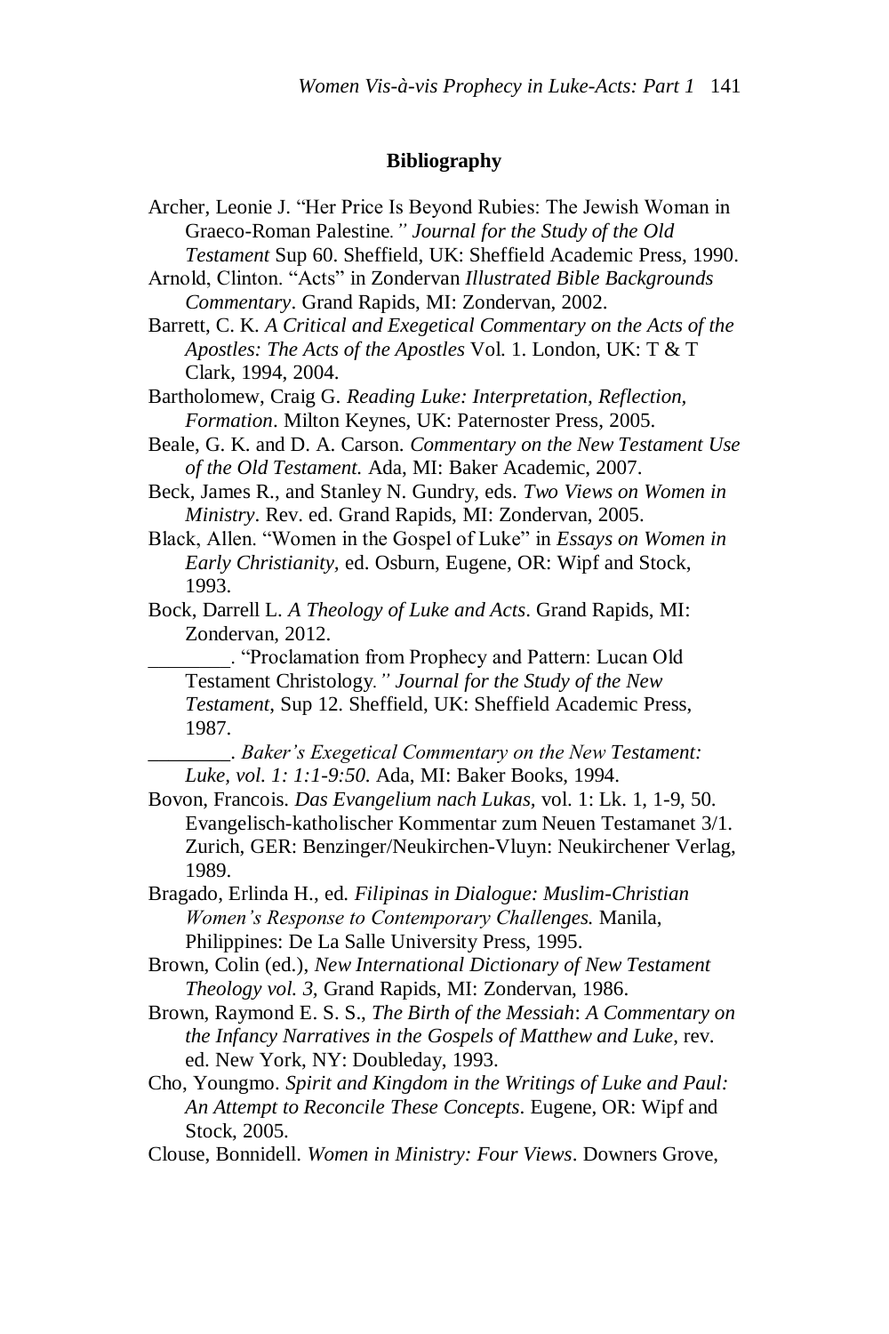**Bibliography**

Archer, Leonie J. "Her Price Is Beyond Rubies: The Jewish Woman in Graeco-Roman Palestine*." Journal for the Study of the Old Testament* Sup 60. Sheffield, UK: Sheffield Academic Press, 1990.

Arnold, Clinton. "Acts" in Zondervan *Illustrated Bible Backgrounds Commentary*. Grand Rapids, MI: Zondervan, 2002.

Barrett, C. K. *A Critical and Exegetical Commentary on the Acts of the Apostles: The Acts of the Apostles* Vol. 1. London, UK: T & T Clark, 1994, 2004.

Bartholomew, Craig G. *Reading Luke: Interpretation, Reflection, Formation*. Milton Keynes, UK: Paternoster Press, 2005.

Beale, G. K. and D. A. Carson. *Commentary on the New Testament Use of the Old Testament.* Ada, MI: Baker Academic, 2007.

Beck, James R., and Stanley N. Gundry, eds. *Two Views on Women in Ministry*. Rev. ed. Grand Rapids, MI: Zondervan, 2005.

Black, Allen. "Women in the Gospel of Luke" in *Essays on Women in Early Christianity,* ed. Osburn, Eugene, OR: Wipf and Stock, 1993.

Bock, Darrell L. *A Theology of Luke and Acts*. Grand Rapids, MI: Zondervan, 2012.

________. "Proclamation from Prophecy and Pattern: Lucan Old Testament Christology*." Journal for the Study of the New Testament*, Sup 12. Sheffield, UK: Sheffield Academic Press, 1987.

________. *Baker's Exegetical Commentary on the New Testament: Luke, vol. 1: 1:1-9:50*. Ada, MI: Baker Books, 1994.

Bovon, Francois. *Das Evangelium nach Lukas,* vol. 1: Lk. 1, 1-9, 50. Evangelisch-katholischer Kommentar zum Neuen Testamanet 3/1. Zurich, GER: Benzinger/Neukirchen-Vluyn: Neukirchener Verlag, 1989.

Bragado, Erlinda H., ed. *Filipinas in Dialogue: Muslim-Christian Women's Response to Contemporary Challenges.* Manila, Philippines: De La Salle University Press, 1995.

Brown, Colin (ed.), *New International Dictionary of New Testament Theology vol. 3,* Grand Rapids, MI: Zondervan, 1986.

Brown, Raymond E. S. S., *The Birth of the Messiah*: *A Commentary on the Infancy Narratives in the Gospels of Matthew and Luke*, rev. ed. New York, NY: Doubleday, 1993.

Cho, Youngmo. *Spirit and Kingdom in the Writings of Luke and Paul: An Attempt to Reconcile These Concepts*. Eugene, OR: Wipf and Stock, 2005.

Clouse, Bonnidell. *Women in Ministry: Four Views*. Downers Grove,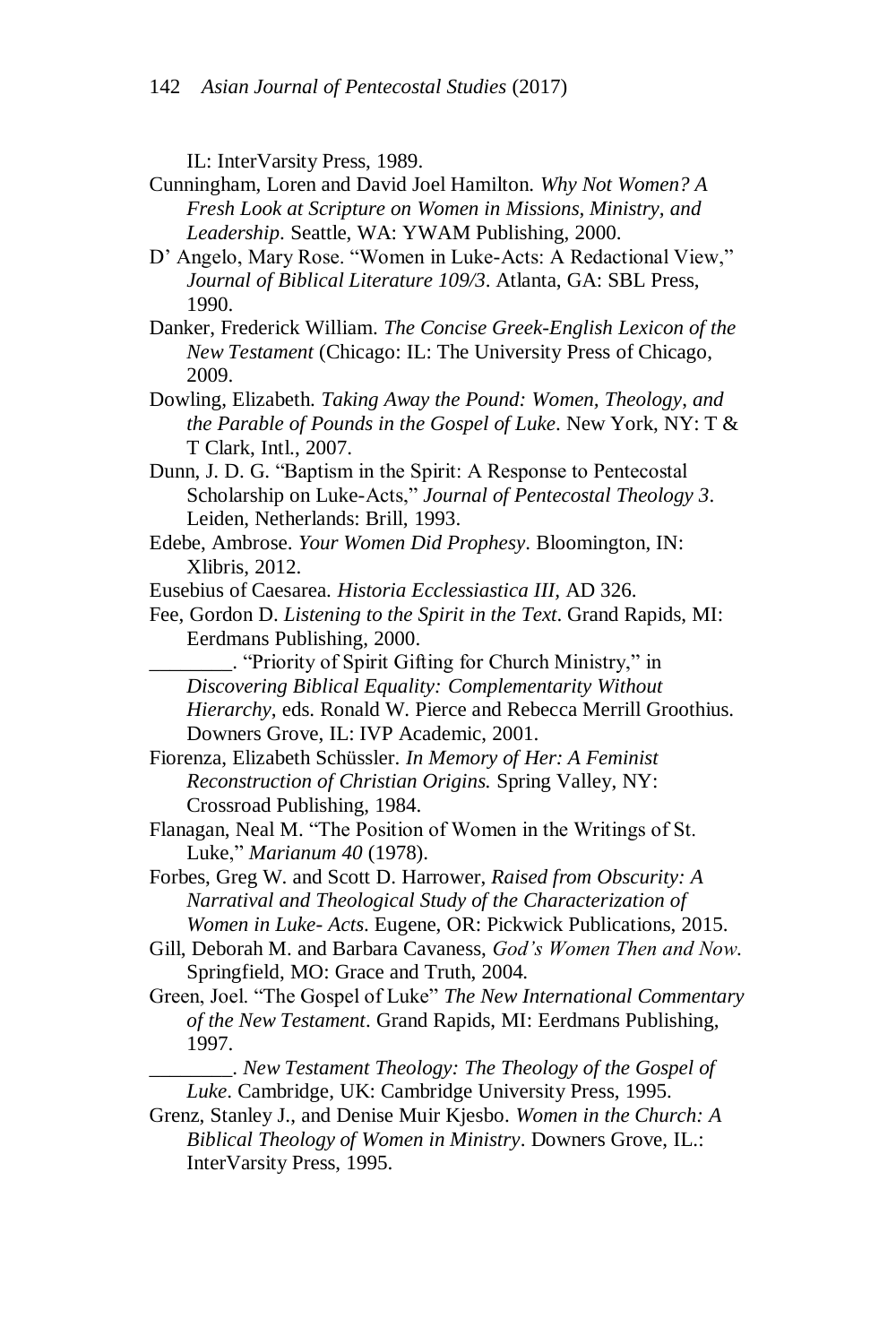IL: InterVarsity Press, 1989.

Cunningham, Loren and David Joel Hamilton. *Why Not Women? A Fresh Look at Scripture on Women in Missions, Ministry, and Leadership*. Seattle, WA: YWAM Publishing, 2000.

D' Angelo, Mary Rose. "Women in Luke-Acts: A Redactional View," *Journal of Biblical Literature 109/3*. Atlanta, GA: SBL Press, 1990.

Danker, Frederick William. *The Concise Greek-English Lexicon of the New Testament* (Chicago: IL: The University Press of Chicago, 2009.

Dowling, Elizabeth. *Taking Away the Pound: Women, Theology, and the Parable of Pounds in the Gospel of Luke*. New York, NY: T & T Clark, Intl., 2007.

Dunn, J. D. G. "Baptism in the Spirit: A Response to Pentecostal Scholarship on Luke-Acts," *Journal of Pentecostal Theology 3*. Leiden, Netherlands: Brill, 1993.

Edebe, Ambrose. *Your Women Did Prophesy*. Bloomington, IN: Xlibris, 2012.

Eusebius of Caesarea. *Historia Eccclessiastica III,* AD 326.

Fee, Gordon D. *Listening to the Spirit in the Text*. Grand Rapids, MI: Eerdmans Publishing, 2000.

________. "Priority of Spirit Gifting for Church Ministry," in *Discovering Biblical Equality: Complementarity Without Hierarchy*, eds. Ronald W. Pierce and Rebecca Merrill Groothius. Downers Grove, IL: IVP Academic, 2001.

Fiorenza, Elizabeth Schüssler. *In Memory of Her: A Feminist Reconstruction of Christian Origins.* Spring Valley, NY: Crossroad Publishing, 1984.

Flanagan, Neal M. "The Position of Women in the Writings of St. Luke," *Marianum 40* (1978).

Forbes, Greg W. and Scott D. Harrower, *Raised from Obscurity: A Narratival and Theological Study of the Characterization of Women in Luke- Acts*. Eugene, OR: Pickwick Publications, 2015.

Gill, Deborah M. and Barbara Cavaness, *God's Women Then and Now.* Springfield, MO: Grace and Truth, 2004.

Green, Joel. "The Gospel of Luke" *The New International Commentary of the New Testament*. Grand Rapids, MI: Eerdmans Publishing, 1997.

________. *New Testament Theology: The Theology of the Gospel of Luke*. Cambridge, UK: Cambridge University Press, 1995.

Grenz, Stanley J., and Denise Muir Kjesbo. *Women in the Church: A Biblical Theology of Women in Ministry*. Downers Grove, IL.: InterVarsity Press, 1995.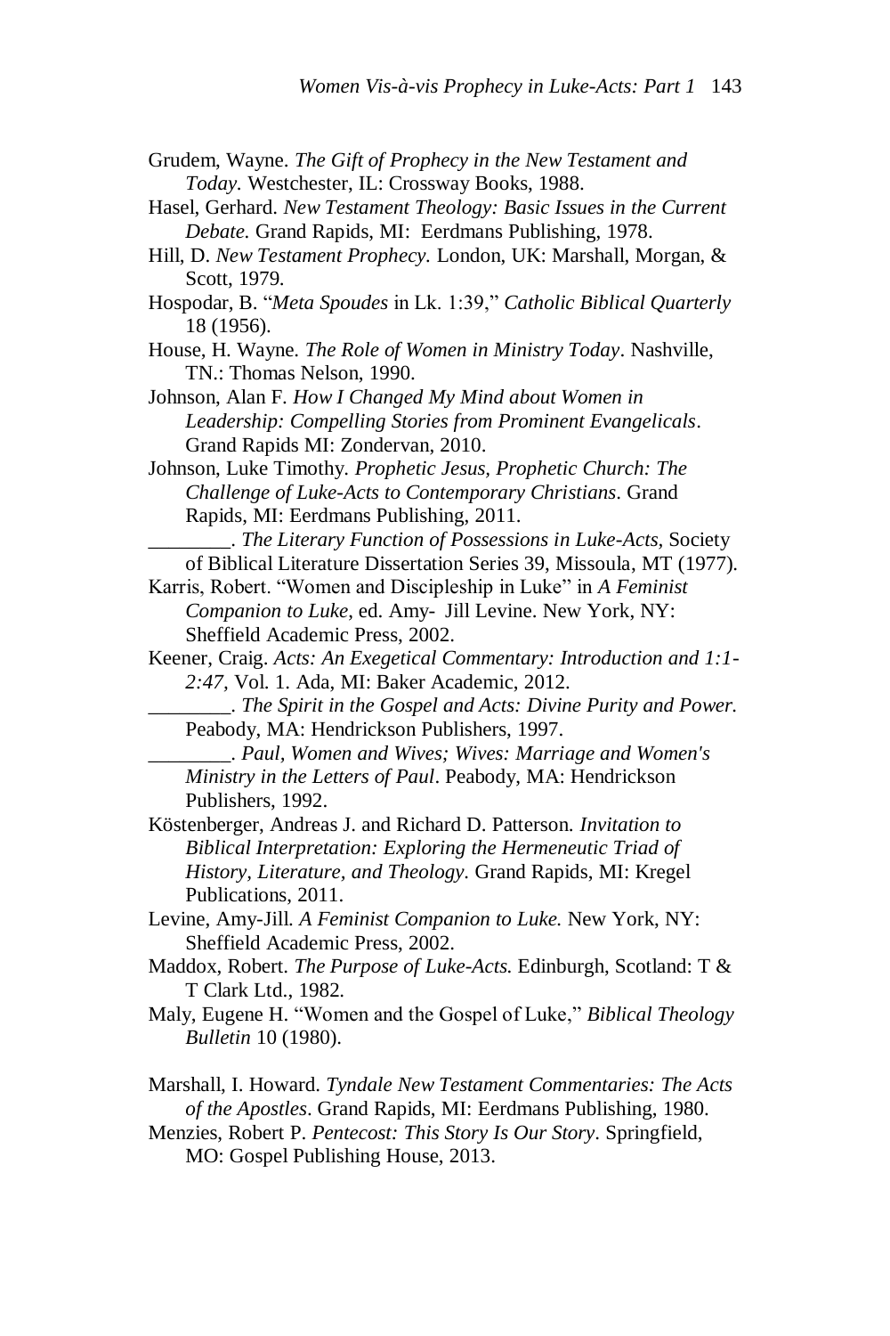Grudem, Wayne. *The Gift of Prophecy in the New Testament and Today.* Westchester, IL: Crossway Books, 1988.

Hasel, Gerhard. *New Testament Theology: Basic Issues in the Current Debate.* Grand Rapids, MI: Eerdmans Publishing, 1978.

Hill, D. *New Testament Prophecy.* London, UK: Marshall, Morgan, & Scott, 1979.

Hospodar, B. "*Meta Spoudes* in Lk. 1:39," *Catholic Biblical Quarterly* 18 (1956).

House, H. Wayne. *The Role of Women in Ministry Today*. Nashville, TN.: Thomas Nelson, 1990.

Johnson, Alan F. *How I Changed My Mind about Women in Leadership: Compelling Stories from Prominent Evangelicals*. Grand Rapids MI: Zondervan, 2010.

Johnson, Luke Timothy. *Prophetic Jesus, Prophetic Church: The Challenge of Luke-Acts to Contemporary Christians*. Grand Rapids, MI: Eerdmans Publishing, 2011.

________. *The Literary Function of Possessions in Luke-Acts,* Society of Biblical Literature Dissertation Series 39, Missoula, MT (1977).

Karris, Robert. "Women and Discipleship in Luke" in *A Feminist Companion to Luke*, ed. Amy- Jill Levine. New York, NY: Sheffield Academic Press, 2002.

Keener, Craig. *Acts: An Exegetical Commentary: Introduction and 1:1-2:47,* Vol. 1. Ada, MI: Baker Academic, 2012.

________. *The Spirit in the Gospel and Acts: Divine Purity and Power.* Peabody, MA: Hendrickson Publishers, 1997.

________. *Paul, Women and Wives; Wives: Marriage and Women's Ministry in the Letters of Paul*. Peabody, MA: Hendrickson Publishers, 1992.

Köstenberger, Andreas J. and Richard D. Patterson. *Invitation to Biblical Interpretation: Exploring the Hermeneutic Triad of History, Literature, and Theology.* Grand Rapids, MI: Kregel Publications, 2011.

Levine, Amy-Jill. *A Feminist Companion to Luke.* New York, NY: Sheffield Academic Press, 2002.

Maddox, Robert. *The Purpose of Luke-Acts.* Edinburgh, Scotland: T & T Clark Ltd., 1982.

Maly, Eugene H. "Women and the Gospel of Luke," *Biblical Theology Bulletin* 10 (1980).

Marshall, I. Howard. *Tyndale New Testament Commentaries: The Acts of the Apostles*. Grand Rapids, MI: Eerdmans Publishing, 1980.

Menzies, Robert P. *Pentecost: This Story Is Our Story*. Springfield, MO: Gospel Publishing House, 2013.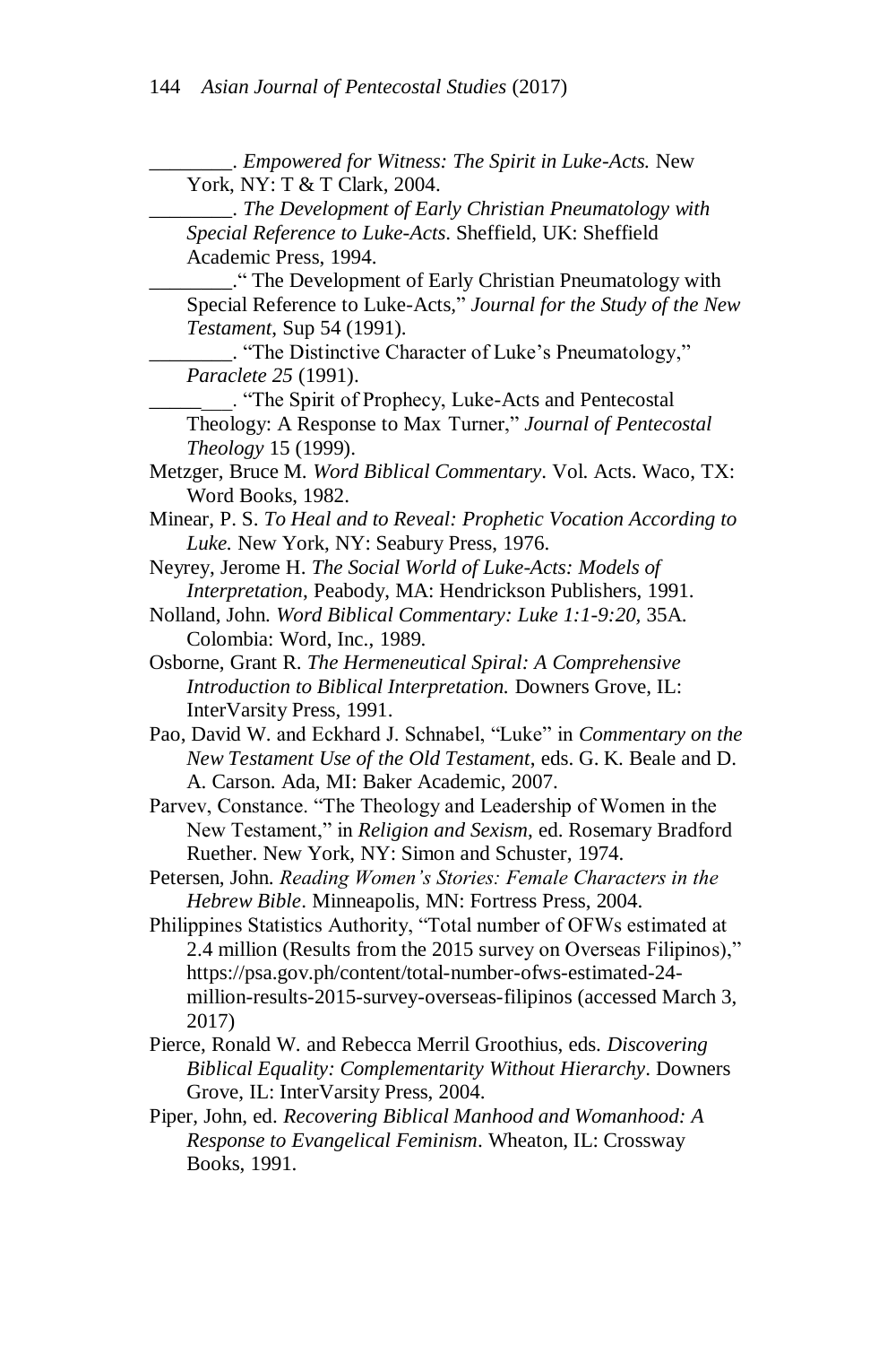________. *Empowered for Witness: The Spirit in Luke-Acts.* New York, NY: T & T Clark, 2004.

________. *The Development of Early Christian Pneumatology with Special Reference to Luke-Acts*. Sheffield, UK: Sheffield Academic Press, 1994.

________." The Development of Early Christian Pneumatology with Special Reference to Luke-Acts," *Journal for the Study of the New Testament*, Sup 54 (1991).

________. "The Distinctive Character of Luke's Pneumatology," *Paraclete 25* (1991).

________. "The Spirit of Prophecy, Luke-Acts and Pentecostal Theology: A Response to Max Turner," *Journal of Pentecostal Theology* 15 (1999).

Metzger, Bruce M. *Word Biblical Commentary*. Vol. Acts. Waco, TX: Word Books, 1982.

Minear, P. S. *To Heal and to Reveal: Prophetic Vocation According to Luke.* New York, NY: Seabury Press, 1976.

Neyrey, Jerome H. *The Social World of Luke-Acts: Models of Interpretation*, Peabody, MA: Hendrickson Publishers, 1991.

Nolland, John. *Word Biblical Commentary: Luke 1:1-9:20,* 35A. Colombia: Word, Inc., 1989.

Osborne, Grant R. *The Hermeneutical Spiral: A Comprehensive Introduction to Biblical Interpretation.* Downers Grove, IL: InterVarsity Press, 1991.

Pao, David W. and Eckhard J. Schnabel, "Luke" in *Commentary on the New Testament Use of the Old Testament*, eds. G. K. Beale and D. A. Carson. Ada, MI: Baker Academic, 2007.

Parvev, Constance. "The Theology and Leadership of Women in the New Testament," in *Religion and Sexism*, ed. Rosemary Bradford Ruether. New York, NY: Simon and Schuster, 1974.

Petersen, John. *Reading Women's Stories: Female Characters in the Hebrew Bible*. Minneapolis, MN: Fortress Press, 2004.

Philippines Statistics Authority, "Total number of OFWs estimated at 2.4 million (Results from the 2015 survey on Overseas Filipinos)," https://psa.gov.ph/content/total-number-ofws-estimated-24-million-results-2015-survey-overseas-filipinos (accessed March 3, 2017)

Pierce, Ronald W. and Rebecca Merril Groothius, eds. *Discovering Biblical Equality: Complementarity Without Hierarchy*. Downers Grove, IL: InterVarsity Press, 2004.

Piper, John, ed. *Recovering Biblical Manhood and Womanhood: A Response to Evangelical Feminism*. Wheaton, IL: Crossway Books, 1991.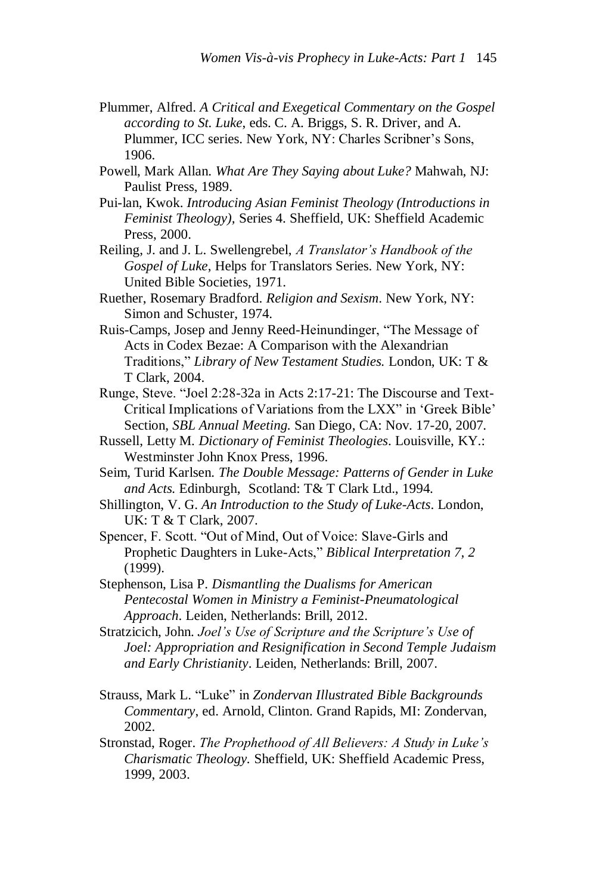Plummer, Alfred. *A Critical and Exegetical Commentary on the Gospel according to St. Luke*, eds. C. A. Briggs, S. R. Driver, and A. Plummer, ICC series. New York, NY: Charles Scribner's Sons, 1906.

Powell, Mark Allan. *What Are They Saying about Luke?* Mahwah, NJ: Paulist Press, 1989.

Pui-lan, Kwok. *Introducing Asian Feminist Theology (Introductions in Feminist Theology),* Series 4. Sheffield, UK: Sheffield Academic Press, 2000.

Reiling, J. and J. L. Swellengrebel, *A Translator's Handbook of the Gospel of Luke*, Helps for Translators Series. New York, NY: United Bible Societies, 1971.

Ruether, Rosemary Bradford. *Religion and Sexism*. New York, NY: Simon and Schuster, 1974.

Ruis-Camps, Josep and Jenny Reed-Heinundinger, "The Message of Acts in Codex Bezae: A Comparison with the Alexandrian Traditions," *Library of New Testament Studies.* London, UK: T & T Clark, 2004.

Runge, Steve. "Joel 2:28-32a in Acts 2:17-21: The Discourse and Text-Critical Implications of Variations from the LXX" in 'Greek Bible' Section, *SBL Annual Meeting.* San Diego, CA: Nov. 17-20, 2007.

Russell, Letty M. *Dictionary of Feminist Theologies*. Louisville, KY.: Westminster John Knox Press, 1996.

Seim, Turid Karlsen. *The Double Message: Patterns of Gender in Luke and Acts.* Edinburgh, Scotland: T& T Clark Ltd., 1994.

Shillington, V. G. *An Introduction to the Study of Luke-Acts*. London, UK: T & T Clark, 2007.

Spencer, F. Scott. "Out of Mind, Out of Voice: Slave-Girls and Prophetic Daughters in Luke-Acts," *Biblical Interpretation 7, 2* (1999).

Stephenson, Lisa P. *Dismantling the Dualisms for American Pentecostal Women in Ministry a Feminist-Pneumatological Approach*. Leiden, Netherlands: Brill, 2012.

Stratzicich, John. *Joel's Use of Scripture and the Scripture's Use of Joel: Appropriation and Resignification in Second Temple Judaism and Early Christianity*. Leiden, Netherlands: Brill, 2007.

Strauss, Mark L. "Luke" in *Zondervan Illustrated Bible Backgrounds Commentary*, ed. Arnold, Clinton. Grand Rapids, MI: Zondervan, 2002.

Stronstad, Roger. *The Prophethood of All Believers: A Study in Luke's Charismatic Theology.* Sheffield, UK: Sheffield Academic Press, 1999, 2003.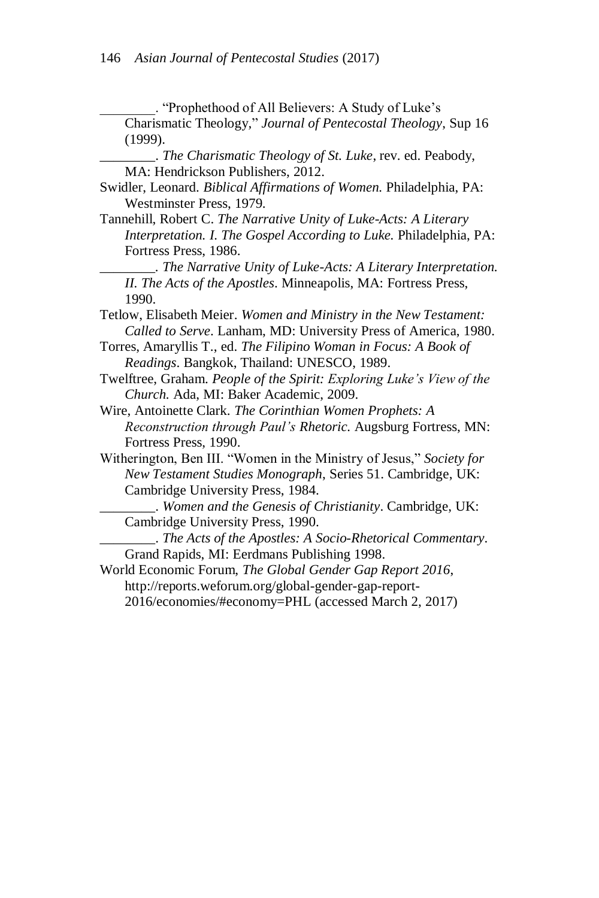________. "Prophethood of All Believers: A Study of Luke's Charismatic Theology," *Journal of Pentecostal Theology*, Sup 16 (1999).

________. *The Charismatic Theology of St. Luke*, rev. ed. Peabody, MA: Hendrickson Publishers, 2012.

Swidler, Leonard. *Biblical Affirmations of Women.* Philadelphia, PA: Westminster Press, 1979.

Tannehill, Robert C. *The Narrative Unity of Luke-Acts: A Literary Interpretation. I. The Gospel According to Luke.* Philadelphia, PA: Fortress Press, 1986.

________. *The Narrative Unity of Luke-Acts: A Literary Interpretation. II. The Acts of the Apostles*. Minneapolis, MA: Fortress Press, 1990.

Tetlow, Elisabeth Meier. *Women and Ministry in the New Testament: Called to Serve*. Lanham, MD: University Press of America, 1980.

Torres, Amaryllis T., ed. *The Filipino Woman in Focus: A Book of Readings*. Bangkok, Thailand: UNESCO, 1989.

Twelftree, Graham. *People of the Spirit: Exploring Luke's View of the Church.* Ada, MI: Baker Academic, 2009.

Wire, Antoinette Clark. *The Corinthian Women Prophets: A Reconstruction through Paul's Rhetoric.* Augsburg Fortress, MN: Fortress Press, 1990.

Witherington, Ben III. "Women in the Ministry of Jesus," *Society for New Testament Studies Monograph*, Series 51. Cambridge, UK: Cambridge University Press, 1984.

________. *Women and the Genesis of Christianity*. Cambridge, UK: Cambridge University Press, 1990.

________. *The Acts of the Apostles: A Socio-Rhetorical Commentary*. Grand Rapids, MI: Eerdmans Publishing 1998.

World Economic Forum, *The Global Gender Gap Report 2016*, http://reports.weforum.org/global-gender-gap-report-2016/economies/#economy=PHL (accessed March 2, 2017)